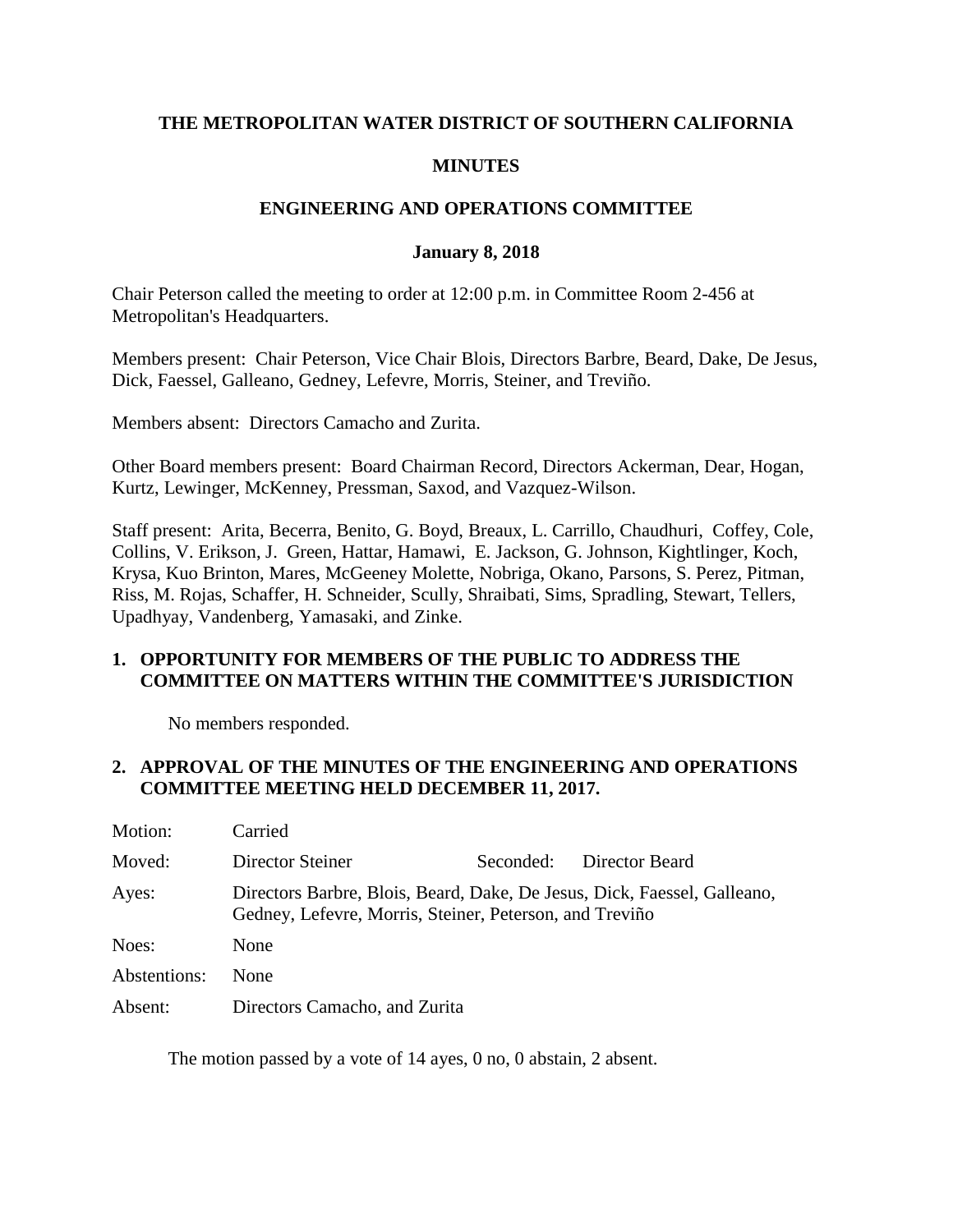**THE METROPOLITAN WATER DISTRICT OF SOUTHERN CALIFORNIA**

**MINUTES**

**ENGINEERING AND OPERATIONS COMMITTEE**

**January 8, 2018**

Chair Peterson called the meeting to order at 12:00 p.m. in Committee Room 2-456 at Metropolitan's Headquarters.

Members present: Chair Peterson, Vice Chair Blois, Directors Barbre, Beard, Dake, De Jesus, Dick, Faessel, Galleano, Gedney, Lefevre, Morris, Steiner, and Treviño.

Members absent: Directors Camacho and Zurita.

Other Board members present: Board Chairman Record, Directors Ackerman, Dear, Hogan, Kurtz, Lewinger, McKenney, Pressman, Saxod, and Vazquez-Wilson.

Staff present: Arita, Becerra, Benito, G. Boyd, Breaux, L. Carrillo, Chaudhuri, Coffey, Cole, Collins, V. Erikson, J. Green, Hattar, Hamawi, E. Jackson, G. Johnson, Kightlinger, Koch, Krysa, Kuo Brinton, Mares, McGeeney Molette, Nobriga, Okano, Parsons, S. Perez, Pitman, Riss, M. Rojas, Schaffer, H. Schneider, Scully, Shraibati, Sims, Spradling, Stewart, Tellers, Upadhyay, Vandenberg, Yamasaki, and Zinke.

## 1. OPPORTUNITY FOR MEMBERS OF THE PUBLIC TO ADDRESS THE COMMITTEE ON MATTERS WITHIN THE COMMITTEE'S JURISDICTION

No members responded.

## 2. APPROVAL OF THE MINUTES OF THE ENGINEERING AND OPERATIONS COMMITTEE MEETING HELD DECEMBER 11, 2017.

| | | | |
|---|---|---|---|
| Motion: | Carried | | |
| Moved: | Director Steiner | Seconded: | Director Beard |
| Ayes: | Directors Barbre, Blois, Beard, Dake, De Jesus, Dick, Faessel, Galleano, Gedney, Lefevre, Morris, Steiner, Peterson, and Treviño | | |
| Noes: | None | | |
| Abstentions: | None | | |
| Absent: | Directors Camacho, and Zurita | | |

The motion passed by a vote of 14 ayes, 0 no, 0 abstain, 2 absent.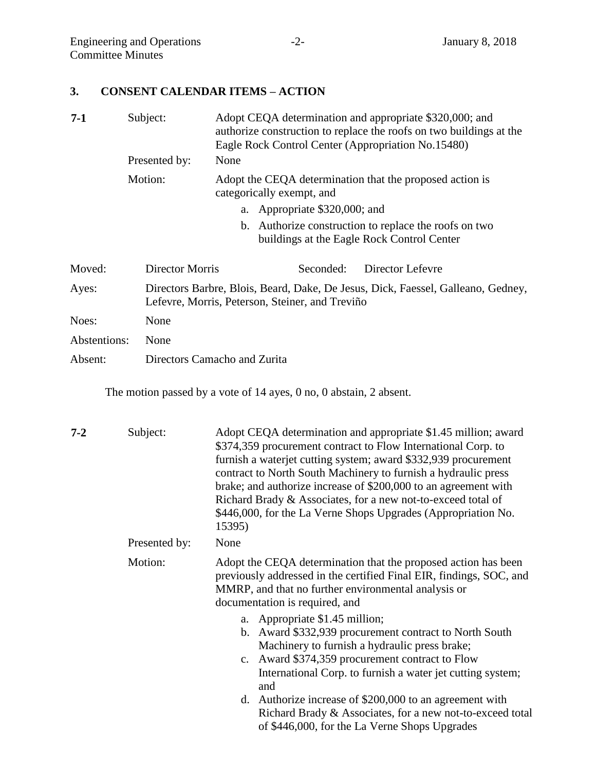## 3. CONSENT CALENDAR ITEMS – ACTION

**7-1**

Subject: Adopt CEQA determination and appropriate $320,000; and authorize construction to replace the roofs on two buildings at the Eagle Rock Control Center (Appropriation No.15480)

Presented by: None

Motion: Adopt the CEQA determination that the proposed action is categorically exempt, and

a. Appropriate $320,000; and

b. Authorize construction to replace the roofs on two buildings at the Eagle Rock Control Center

Moved: Director Morris  Seconded: Director Lefevre

Ayes: Directors Barbre, Blois, Beard, Dake, De Jesus, Dick, Faessel, Galleano, Gedney, Lefevre, Morris, Peterson, Steiner, and Treviño

Noes: None

Abstentions: None

Absent: Directors Camacho and Zurita

The motion passed by a vote of 14 ayes, 0 no, 0 abstain, 2 absent.

**7-2**

Subject: Adopt CEQA determination and appropriate $1.45 million; award $374,359 procurement contract to Flow International Corp. to furnish a waterjet cutting system; award $332,939 procurement contract to North South Machinery to furnish a hydraulic press brake; and authorize increase of $200,000 to an agreement with Richard Brady & Associates, for a new not-to-exceed total of $446,000, for the La Verne Shops Upgrades (Appropriation No. 15395)

Presented by: None

Motion: Adopt the CEQA determination that the proposed action has been previously addressed in the certified Final EIR, findings, SOC, and MMRP, and that no further environmental analysis or documentation is required, and

a. Appropriate $1.45 million;
b. Award $332,939 procurement contract to North South Machinery to furnish a hydraulic press brake;
c. Award $374,359 procurement contract to Flow International Corp. to furnish a water jet cutting system; and
d. Authorize increase of $200,000 to an agreement with Richard Brady & Associates, for a new not-to-exceed total of $446,000, for the La Verne Shops Upgrades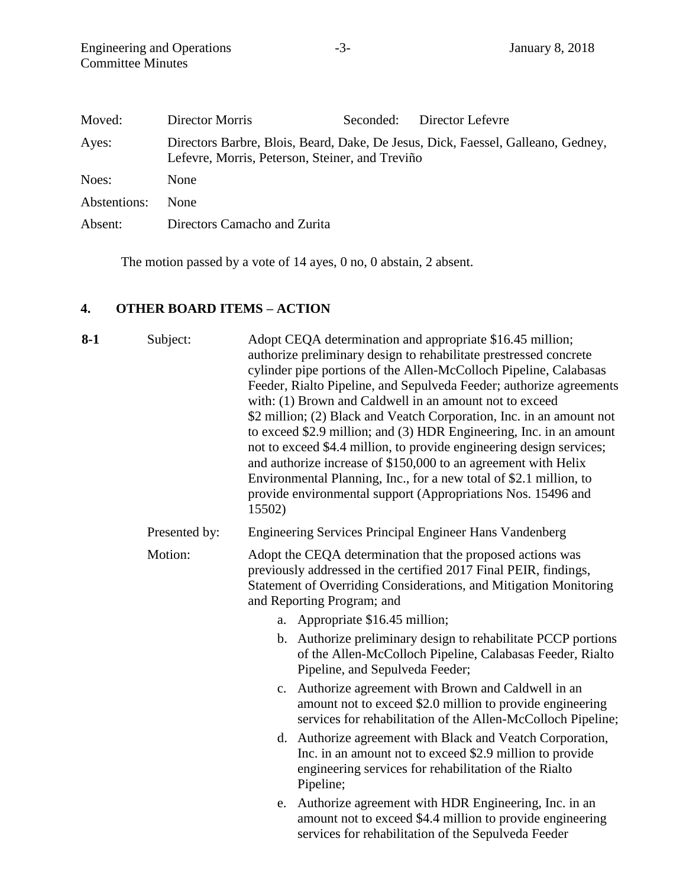| | | | |
|---|---|---|---|
| Moved: | Director Morris | Seconded: | Director Lefevre |
| Ayes: | Directors Barbre, Blois, Beard, Dake, De Jesus, Dick, Faessel, Galleano, Gedney, Lefevre, Morris, Peterson, Steiner, and Treviño | | |
| Noes: | None | | |
| Abstentions: | None | | |
| Absent: | Directors Camacho and Zurita | | |

The motion passed by a vote of 14 ayes, 0 no, 0 abstain, 2 absent.

## 4. OTHER BOARD ITEMS – ACTION

**8-1** Subject: Adopt CEQA determination and appropriate $16.45 million; authorize preliminary design to rehabilitate prestressed concrete cylinder pipe portions of the Allen-McColloch Pipeline, Calabasas Feeder, Rialto Pipeline, and Sepulveda Feeder; authorize agreements with: (1) Brown and Caldwell in an amount not to exceed $2 million; (2) Black and Veatch Corporation, Inc. in an amount not to exceed $2.9 million; and (3) HDR Engineering, Inc. in an amount not to exceed $4.4 million, to provide engineering design services; and authorize increase of $150,000 to an agreement with Helix Environmental Planning, Inc., for a new total of $2.1 million, to provide environmental support (Appropriations Nos. 15496 and 15502)

Presented by: Engineering Services Principal Engineer Hans Vandenberg

Motion: Adopt the CEQA determination that the proposed actions was previously addressed in the certified 2017 Final PEIR, findings, Statement of Overriding Considerations, and Mitigation Monitoring and Reporting Program; and

a. Appropriate $16.45 million;

b. Authorize preliminary design to rehabilitate PCCP portions of the Allen-McColloch Pipeline, Calabasas Feeder, Rialto Pipeline, and Sepulveda Feeder;

c. Authorize agreement with Brown and Caldwell in an amount not to exceed $2.0 million to provide engineering services for rehabilitation of the Allen-McColloch Pipeline;

d. Authorize agreement with Black and Veatch Corporation, Inc. in an amount not to exceed $2.9 million to provide engineering services for rehabilitation of the Rialto Pipeline;

e. Authorize agreement with HDR Engineering, Inc. in an amount not to exceed $4.4 million to provide engineering services for rehabilitation of the Sepulveda Feeder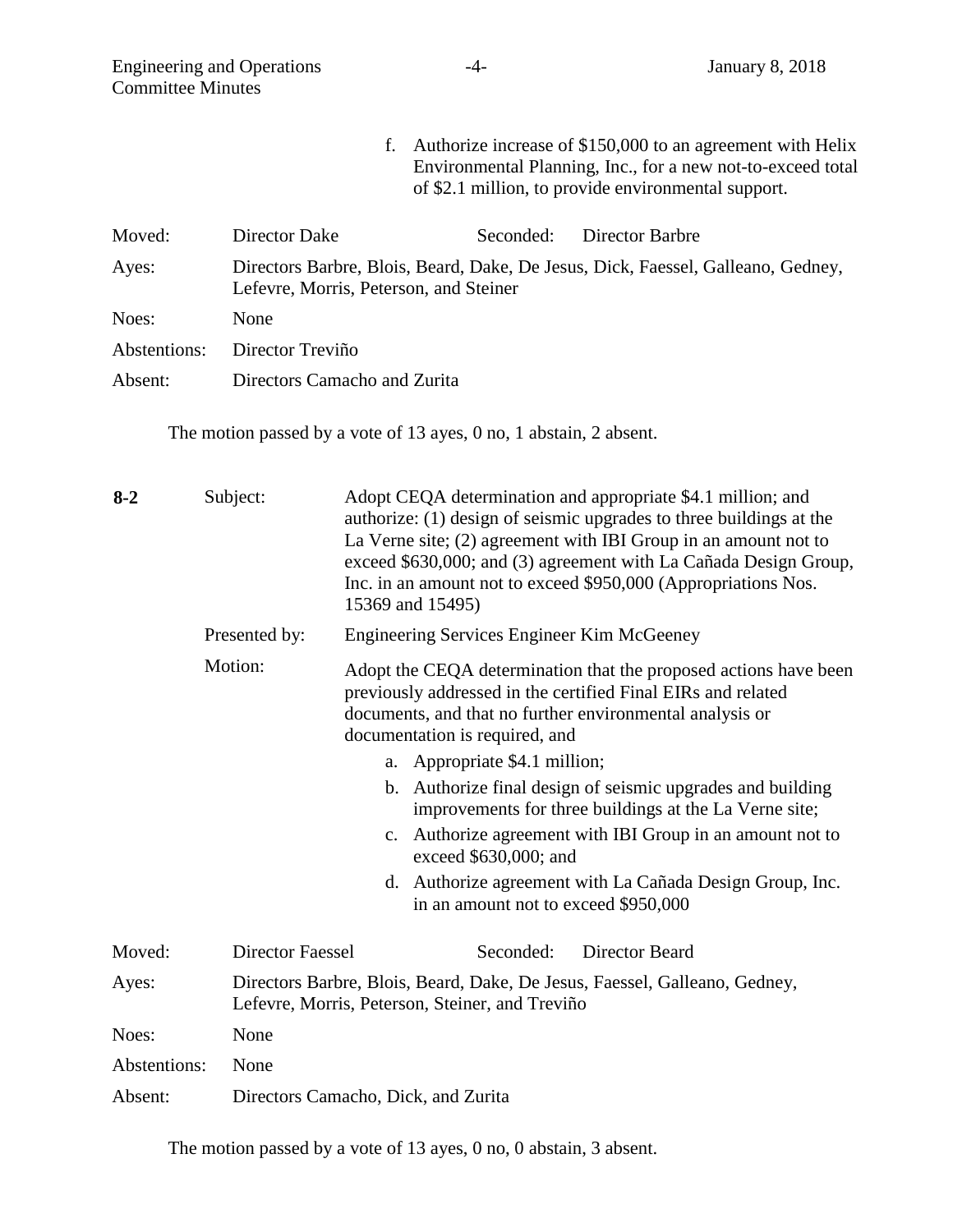f. Authorize increase of $150,000 to an agreement with Helix Environmental Planning, Inc., for a new not-to-exceed total of $2.1 million, to provide environmental support.

| | | | |
|---|---|---|---|
| Moved: | Director Dake | Seconded: | Director Barbre |
| Ayes: | Directors Barbre, Blois, Beard, Dake, De Jesus, Dick, Faessel, Galleano, Gedney, Lefevre, Morris, Peterson, and Steiner | | |
| Noes: | None | | |
| Abstentions: | Director Treviño | | |
| Absent: | Directors Camacho and Zurita | | |

The motion passed by a vote of 13 ayes, 0 no, 1 abstain, 2 absent.

**8-2** Subject: Adopt CEQA determination and appropriate $4.1 million; and authorize: (1) design of seismic upgrades to three buildings at the La Verne site; (2) agreement with IBI Group in an amount not to exceed $630,000; and (3) agreement with La Cañada Design Group, Inc. in an amount not to exceed $950,000 (Appropriations Nos. 15369 and 15495)

Presented by: Engineering Services Engineer Kim McGeeney

Motion: Adopt the CEQA determination that the proposed actions have been previously addressed in the certified Final EIRs and related documents, and that no further environmental analysis or documentation is required, and

a. Appropriate $4.1 million;
b. Authorize final design of seismic upgrades and building improvements for three buildings at the La Verne site;
c. Authorize agreement with IBI Group in an amount not to exceed $630,000; and
d. Authorize agreement with La Cañada Design Group, Inc. in an amount not to exceed $950,000

| | | | |
|---|---|---|---|
| Moved: | Director Faessel | Seconded: | Director Beard |
| Ayes: | Directors Barbre, Blois, Beard, Dake, De Jesus, Faessel, Galleano, Gedney, Lefevre, Morris, Peterson, Steiner, and Treviño | | |
| Noes: | None | | |
| Abstentions: | None | | |
| Absent: | Directors Camacho, Dick, and Zurita | | |

The motion passed by a vote of 13 ayes, 0 no, 0 abstain, 3 absent.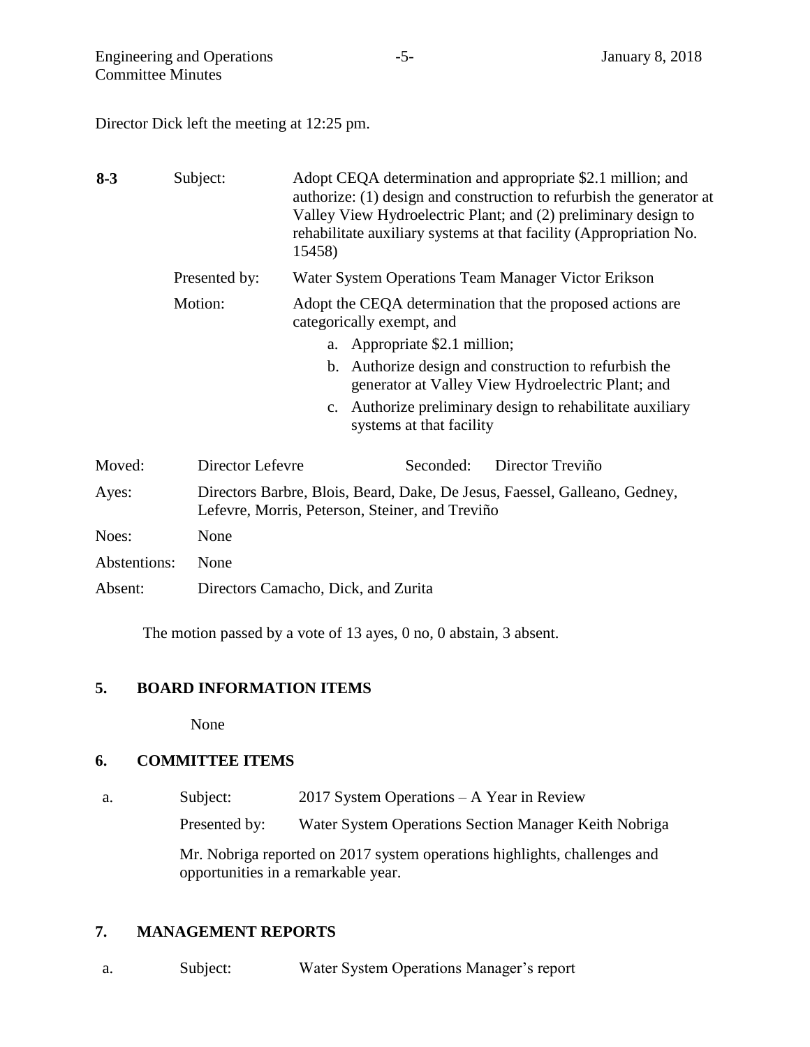Director Dick left the meeting at 12:25 pm.

**8-3**

Subject: Adopt CEQA determination and appropriate \$2.1 million; and authorize: (1) design and construction to refurbish the generator at Valley View Hydroelectric Plant; and (2) preliminary design to rehabilitate auxiliary systems at that facility (Appropriation No. 15458)

Presented by: Water System Operations Team Manager Victor Erikson

Motion: Adopt the CEQA determination that the proposed actions are categorically exempt, and

a. Appropriate \$2.1 million;
b. Authorize design and construction to refurbish the generator at Valley View Hydroelectric Plant; and
c. Authorize preliminary design to rehabilitate auxiliary systems at that facility

Moved: Director Lefevre Seconded: Director Treviño

Ayes: Directors Barbre, Blois, Beard, Dake, De Jesus, Faessel, Galleano, Gedney, Lefevre, Morris, Peterson, Steiner, and Treviño

Noes: None

Abstentions: None

Absent: Directors Camacho, Dick, and Zurita

The motion passed by a vote of 13 ayes, 0 no, 0 abstain, 3 absent.

## 5. BOARD INFORMATION ITEMS

None

## 6. COMMITTEE ITEMS

a. Subject: 2017 System Operations – A Year in Review

Presented by: Water System Operations Section Manager Keith Nobriga

Mr. Nobriga reported on 2017 system operations highlights, challenges and opportunities in a remarkable year.

## 7. MANAGEMENT REPORTS

a. Subject: Water System Operations Manager's report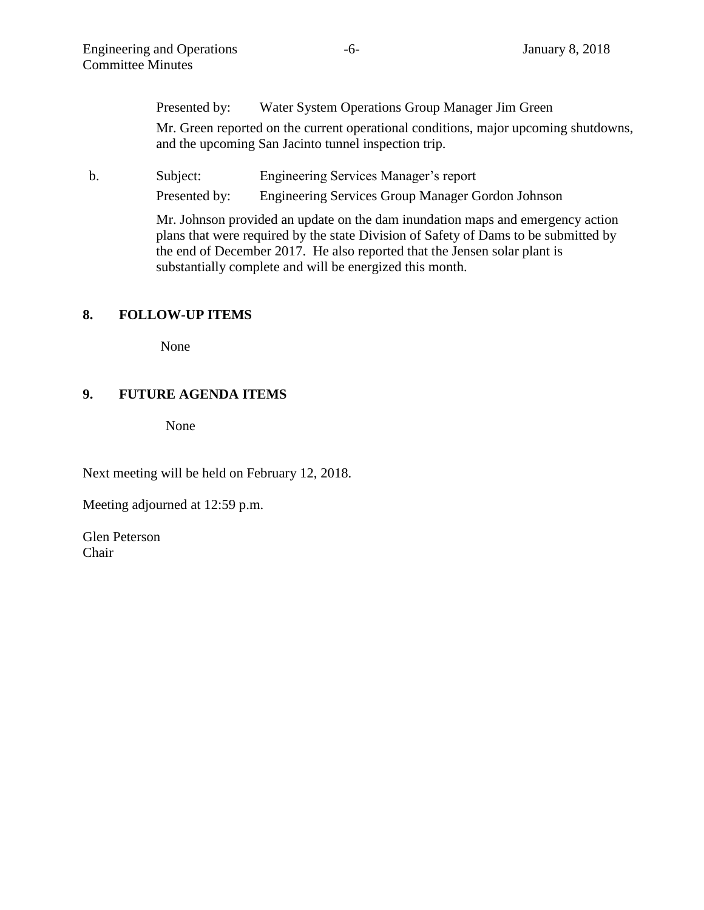Presented by: Water System Operations Group Manager Jim Green

Mr. Green reported on the current operational conditions, major upcoming shutdowns, and the upcoming San Jacinto tunnel inspection trip.

b. Subject: Engineering Services Manager's report

Presented by: Engineering Services Group Manager Gordon Johnson

Mr. Johnson provided an update on the dam inundation maps and emergency action plans that were required by the state Division of Safety of Dams to be submitted by the end of December 2017. He also reported that the Jensen solar plant is substantially complete and will be energized this month.

## 8. FOLLOW-UP ITEMS

None

## 9. FUTURE AGENDA ITEMS

None

Next meeting will be held on February 12, 2018.

Meeting adjourned at 12:59 p.m.

Glen Peterson
Chair